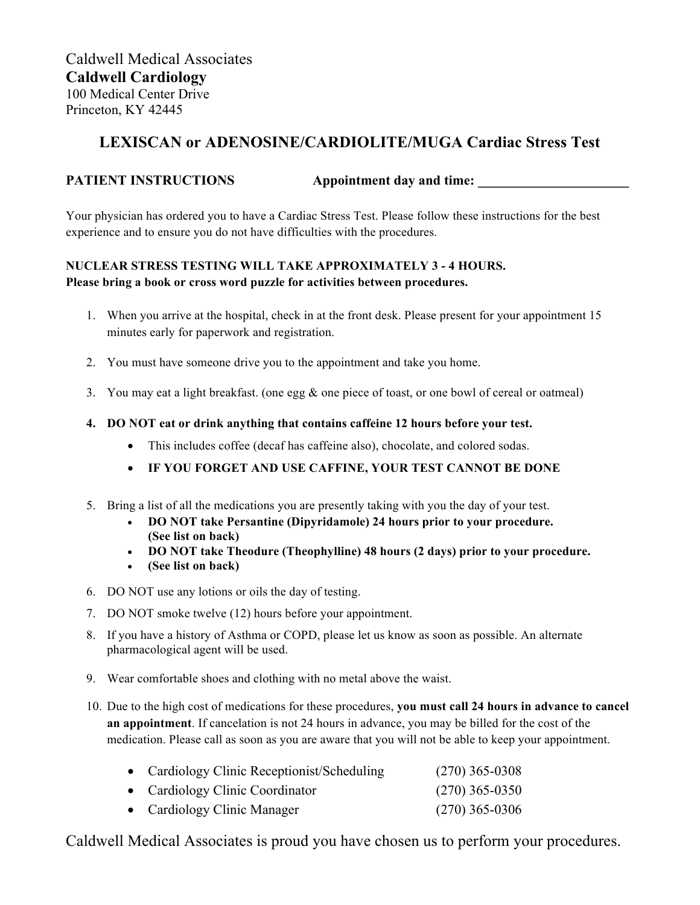Caldwell Medical Associates
**Caldwell Cardiology**
100 Medical Center Drive
Princeton, KY 42445

## LEXISCAN or ADENOSINE/CARDIOLITE/MUGA Cardiac Stress Test

**PATIENT INSTRUCTIONS** **Appointment day and time: ______________________**

Your physician has ordered you to have a Cardiac Stress Test. Please follow these instructions for the best experience and to ensure you do not have difficulties with the procedures.

**NUCLEAR STRESS TESTING WILL TAKE APPROXIMATELY 3 - 4 HOURS.**
**Please bring a book or cross word puzzle for activities between procedures.**

1. When you arrive at the hospital, check in at the front desk. Please present for your appointment 15 minutes early for paperwork and registration.

2. You must have someone drive you to the appointment and take you home.

3. You may eat a light breakfast. (one egg & one piece of toast, or one bowl of cereal or oatmeal)

4. **DO NOT eat or drink anything that contains caffeine 12 hours before your test.**
   - This includes coffee (decaf has caffeine also), chocolate, and colored sodas.
   - **IF YOU FORGET AND USE CAFFINE, YOUR TEST CANNOT BE DONE**

5. Bring a list of all the medications you are presently taking with you the day of your test.
   - **DO NOT take Persantine (Dipyridamole) 24 hours prior to your procedure. (See list on back)**
   - **DO NOT take Theodure (Theophylline) 48 hours (2 days) prior to your procedure.**
   - **(See list on back)**

6. DO NOT use any lotions or oils the day of testing.

7. DO NOT smoke twelve (12) hours before your appointment.

8. If you have a history of Asthma or COPD, please let us know as soon as possible. An alternate pharmacological agent will be used.

9. Wear comfortable shoes and clothing with no metal above the waist.

10. Due to the high cost of medications for these procedures, **you must call 24 hours in advance to cancel an appointment**. If cancelation is not 24 hours in advance, you may be billed for the cost of the medication. Please call as soon as you are aware that you will not be able to keep your appointment.

    - Cardiology Clinic Receptionist/Scheduling (270) 365-0308
    - Cardiology Clinic Coordinator (270) 365-0350
    - Cardiology Clinic Manager (270) 365-0306

Caldwell Medical Associates is proud you have chosen us to perform your procedures.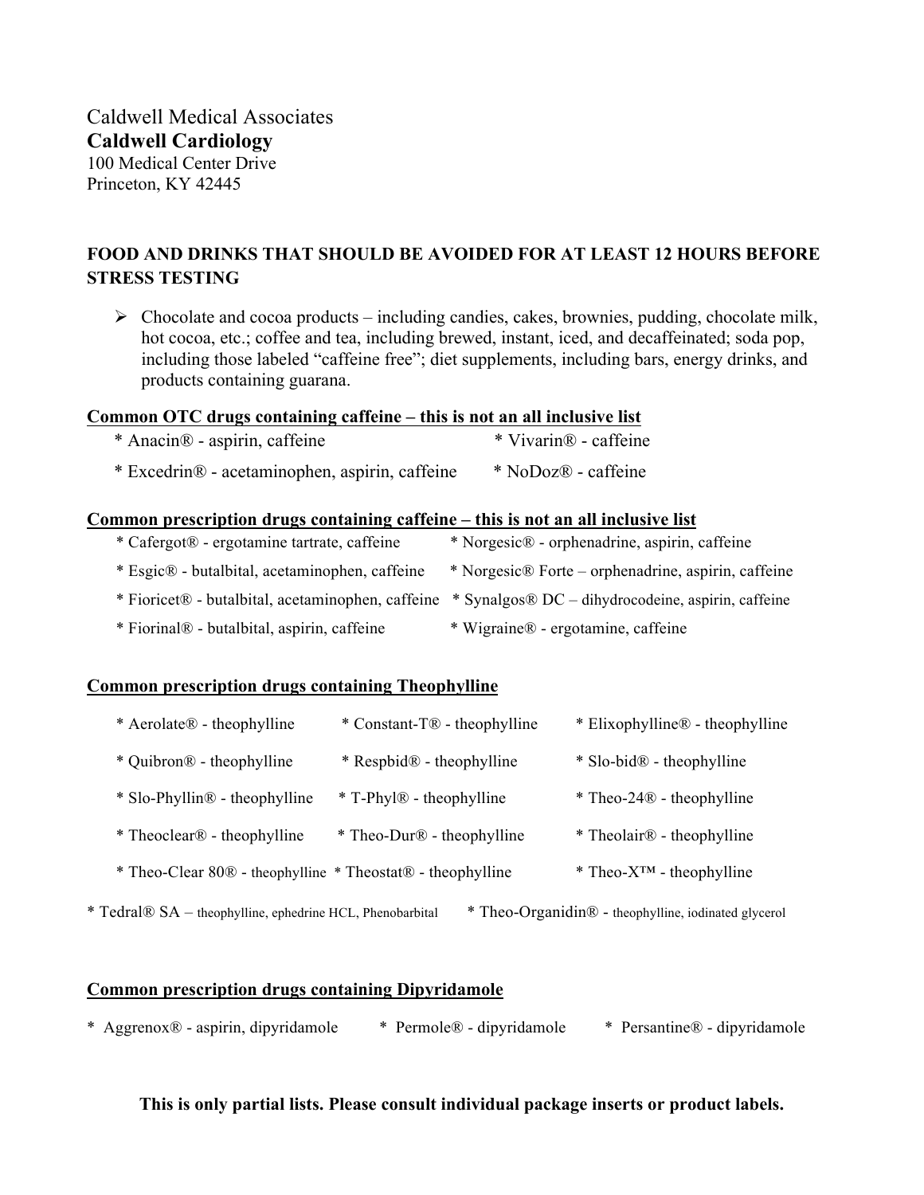Caldwell Medical Associates
**Caldwell Cardiology**
100 Medical Center Drive
Princeton, KY 42445

## FOOD AND DRINKS THAT SHOULD BE AVOIDED FOR AT LEAST 12 HOURS BEFORE STRESS TESTING

- Chocolate and cocoa products – including candies, cakes, brownies, pudding, chocolate milk, hot cocoa, etc.; coffee and tea, including brewed, instant, iced, and decaffeinated; soda pop, including those labeled "caffeine free"; diet supplements, including bars, energy drinks, and products containing guarana.

**Common OTC drugs containing caffeine – this is not an all inclusive list**

* Anacin® - aspirin, caffeine
* Excedrin® - acetaminophen, aspirin, caffeine
* Vivarin® - caffeine
* NoDoz® - caffeine

**Common prescription drugs containing caffeine – this is not an all inclusive list**

* Cafergot® - ergotamine tartrate, caffeine
* Esgic® - butalbital, acetaminophen, caffeine
* Fioricet® - butalbital, acetaminophen, caffeine
* Fiorinal® - butalbital, aspirin, caffeine
* Norgesic® - orphenadrine, aspirin, caffeine
* Norgesic® Forte – orphenadrine, aspirin, caffeine
* Synalgos® DC – dihydrocodeine, aspirin, caffeine
* Wigraine® - ergotamine, caffeine

**Common prescription drugs containing Theophylline**

* Aerolate® - theophylline
* Constant-T® - theophylline
* Elixophylline® - theophylline
* Quibron® - theophylline
* Respbid® - theophylline
* Slo-bid® - theophylline
* Slo-Phyllin® - theophylline
* T-Phyl® - theophylline
* Theo-24® - theophylline
* Theoclear® - theophylline
* Theo-Dur® - theophylline
* Theolair® - theophylline
* Theo-Clear 80® - theophylline
* Theostat® - theophylline
* Theo-X™ - theophylline
* Tedral® SA – theophylline, ephedrine HCL, Phenobarbital
* Theo-Organidin® - theophylline, iodinated glycerol

**Common prescription drugs containing Dipyridamole**

* Aggrenox® - aspirin, dipyridamole
* Permole® - dipyridamole
* Persantine® - dipyridamole

**This is only partial lists. Please consult individual package inserts or product labels.**